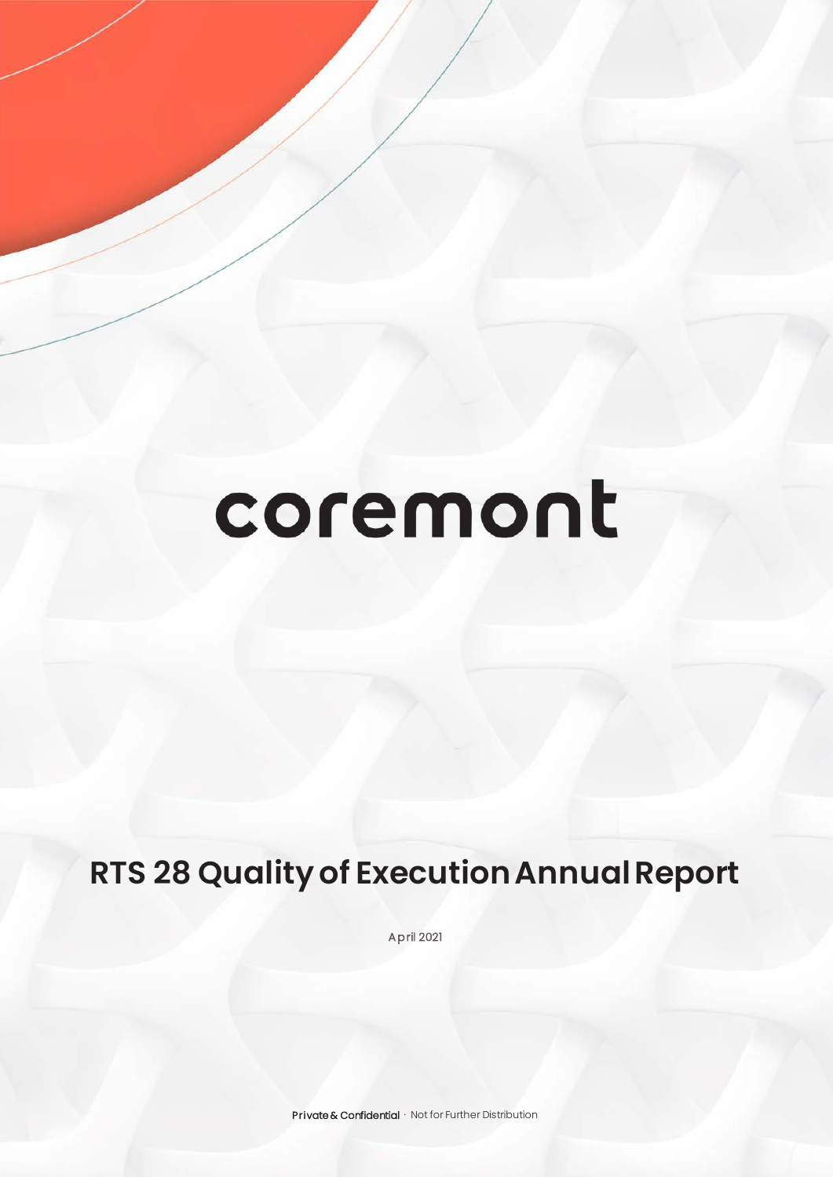# coremont

## RTS 28 Quality of Execution Annual Report

April 2021

**Private & Confidential** · Not for Further Distribution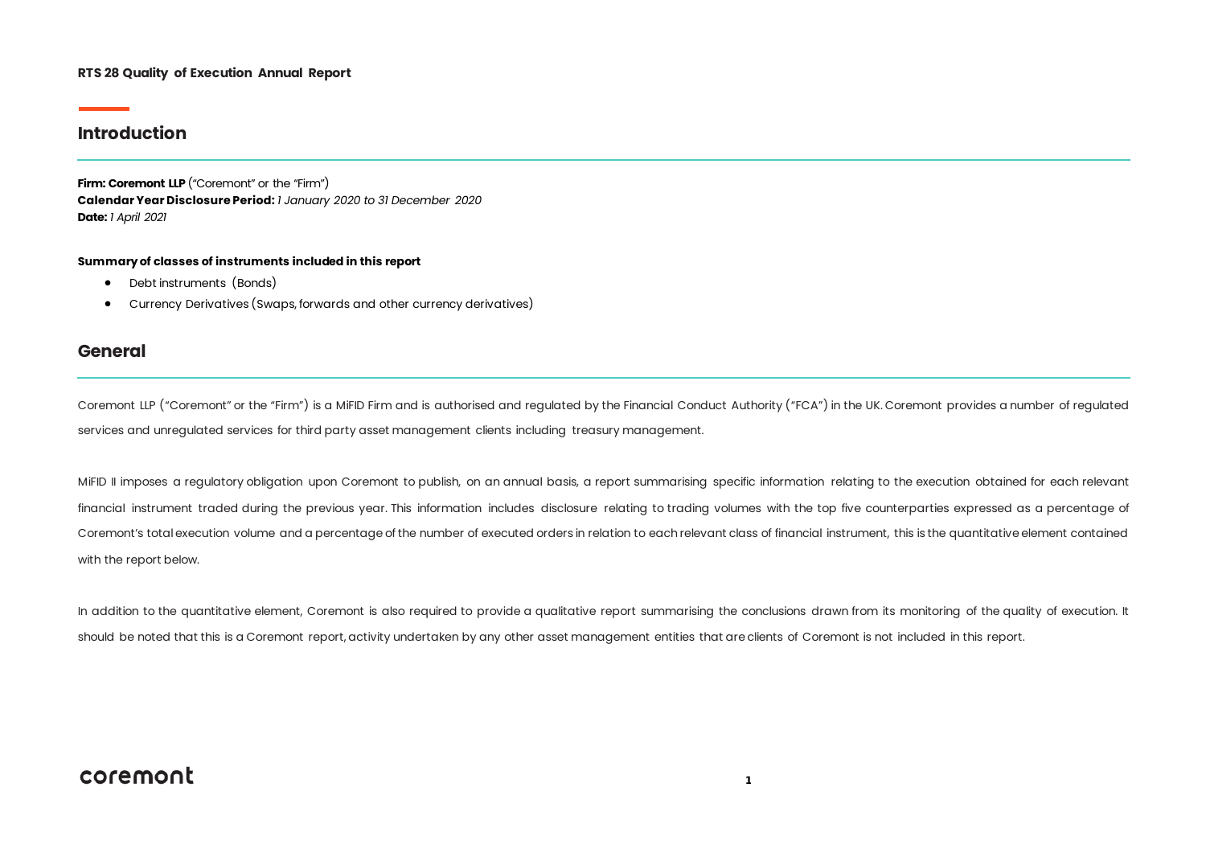**RTS 28 Quality of Execution Annual Report**

## Introduction

**Firm: Coremont LLP** ("Coremont" or the "Firm")
**Calendar Year Disclosure Period:** *1 January 2020 to 31 December 2020*
**Date:** *1 April 2021*

**Summary of classes of instruments included in this report**

- Debt instruments (Bonds)
- Currency Derivatives (Swaps, forwards and other currency derivatives)

## General

Coremont LLP ("Coremont" or the "Firm") is a MiFID Firm and is authorised and regulated by the Financial Conduct Authority ("FCA") in the UK. Coremont provides a number of regulated services and unregulated services for third party asset management clients including treasury management.

MiFID II imposes a regulatory obligation upon Coremont to publish, on an annual basis, a report summarising specific information relating to the execution obtained for each relevant financial instrument traded during the previous year. This information includes disclosure relating to trading volumes with the top five counterparties expressed as a percentage of Coremont's total execution volume and a percentage of the number of executed orders in relation to each relevant class of financial instrument, this is the quantitative element contained with the report below.

In addition to the quantitative element, Coremont is also required to provide a qualitative report summarising the conclusions drawn from its monitoring of the quality of execution. It should be noted that this is a Coremont report, activity undertaken by any other asset management entities that are clients of Coremont is not included in this report.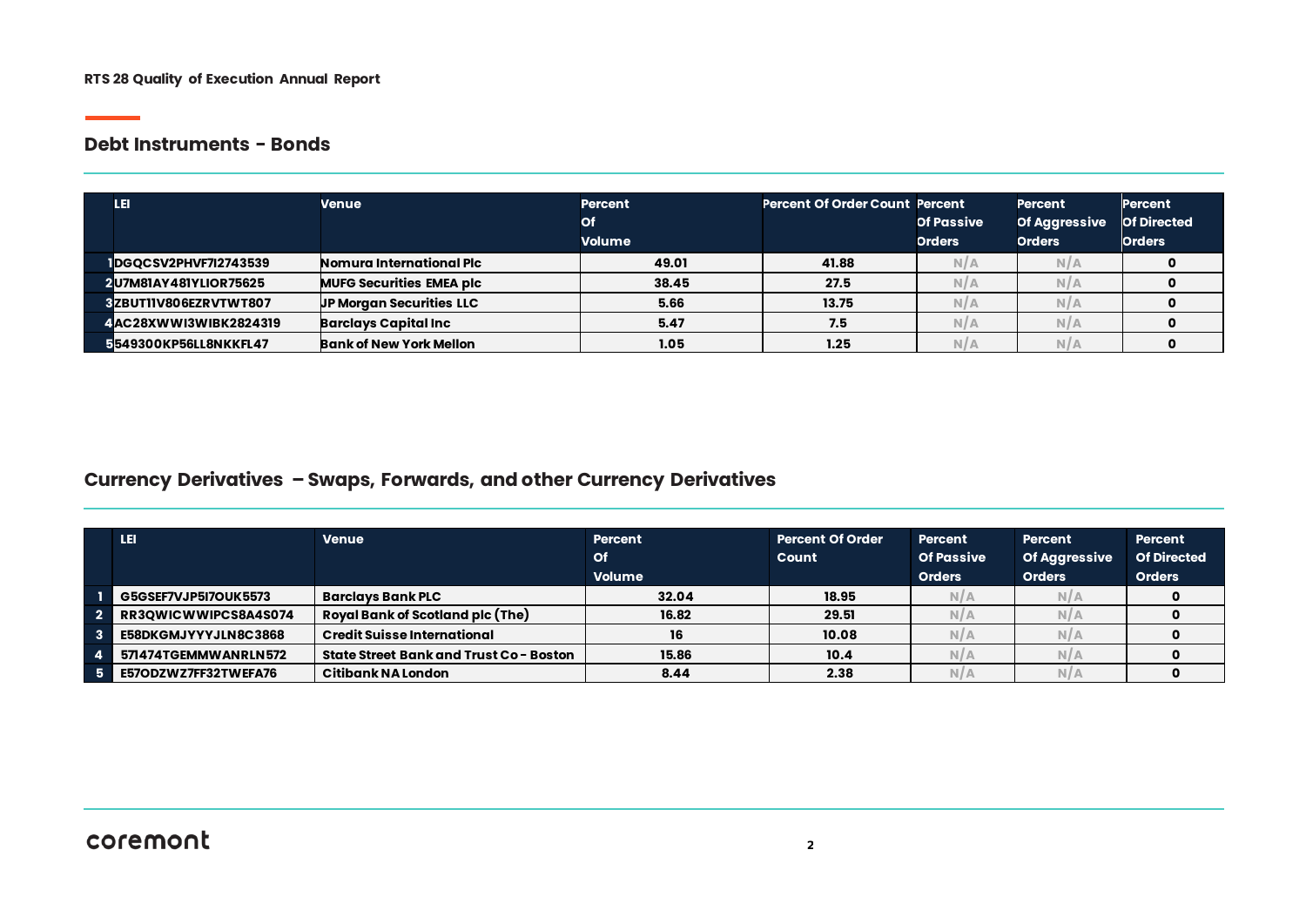RTS 28 Quality of Execution Annual Report

## Debt Instruments - Bonds

| | LEI | Venue | Percent Of Volume | Percent Of Order Count | Percent Of Passive Orders | Percent Of Aggressive Orders | Percent Of Directed Orders |
|---|---|---|---|---|---|---|---|
| 1 | DGQCSV2PHVF7I2743539 | Nomura International Plc | 49.01 | 41.88 | N/A | N/A | 0 |
| 2 | U7M81AY481YLIOR75625 | MUFG Securities EMEA plc | 38.45 | 27.5 | N/A | N/A | 0 |
| 3 | ZBUT11V806EZRVTWT807 | JP Morgan Securities LLC | 5.66 | 13.75 | N/A | N/A | 0 |
| 4 | AC28XWWI3WIBK2824319 | Barclays Capital Inc | 5.47 | 7.5 | N/A | N/A | 0 |
| 5 | 549300KP56LL8NKKFL47 | Bank of New York Mellon | 1.05 | 1.25 | N/A | N/A | 0 |

## Currency Derivatives – Swaps, Forwards, and other Currency Derivatives

| | LEI | Venue | Percent Of Volume | Percent Of Order Count | Percent Of Passive Orders | Percent Of Aggressive Orders | Percent Of Directed Orders |
|---|---|---|---|---|---|---|---|
| 1 | G5GSEF7VJP5I7OUK5573 | Barclays Bank PLC | 32.04 | 18.95 | N/A | N/A | 0 |
| 2 | RR3QWICWWIPCS8A4S074 | Royal Bank of Scotland plc (The) | 16.82 | 29.51 | N/A | N/A | 0 |
| 3 | E58DKGMJYYYJLN8C3868 | Credit Suisse International | 16 | 10.08 | N/A | N/A | 0 |
| 4 | 571474TGEMMWANRLN572 | State Street Bank and Trust Co - Boston | 15.86 | 10.4 | N/A | N/A | 0 |
| 5 | E57ODZWZ7FF32TWEFA76 | Citibank NA London | 8.44 | 2.38 | N/A | N/A | 0 |

coremont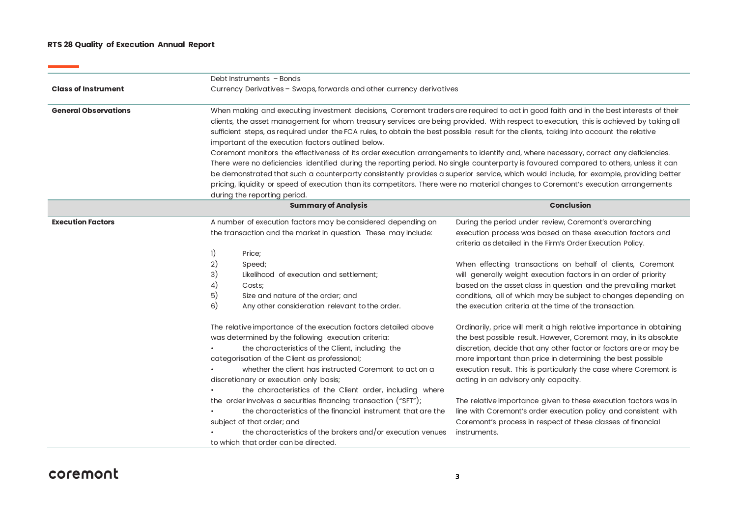## RTS 28 Quality of Execution Annual Report

| | | |
|---|---|---|
| **Class of Instrument** | Debt Instruments – Bonds<br>Currency Derivatives – Swaps, forwards and other currency derivatives | |
| **General Observations** | When making and executing investment decisions, Coremont traders are required to act in good faith and in the best interests of their clients, the asset management for whom treasury services are being provided. With respect to execution, this is achieved by taking all sufficient steps, as required under the FCA rules, to obtain the best possible result for the clients, taking into account the relative important of the execution factors outlined below.<br>Coremont monitors the effectiveness of its order execution arrangements to identify and, where necessary, correct any deficiencies. There were no deficiencies identified during the reporting period. No single counterparty is favoured compared to others, unless it can be demonstrated that such a counterparty consistently provides a superior service, which would include, for example, providing better pricing, liquidity or speed of execution than its competitors. There were no material changes to Coremont's execution arrangements during the reporting period. | |
| | **Summary of Analysis** | **Conclusion** |
| **Execution Factors** | A number of execution factors may be considered depending on the transaction and the market in question. These may include:<br><br>1) Price;<br>2) Speed;<br>3) Likelihood of execution and settlement;<br>4) Costs;<br>5) Size and nature of the order; and<br>6) Any other consideration relevant to the order.<br><br>The relative importance of the execution factors detailed above was determined by the following execution criteria:<br>• the characteristics of the Client, including the categorisation of the Client as professional;<br>• whether the client has instructed Coremont to act on a discretionary or execution only basis;<br>• the characteristics of the Client order, including where the order involves a securities financing transaction ("SFT");<br>• the characteristics of the financial instrument that are the subject of that order; and<br>• the characteristics of the brokers and/or execution venues to which that order can be directed. | During the period under review, Coremont's overarching execution process was based on these execution factors and criteria as detailed in the Firm's Order Execution Policy.<br><br>When effecting transactions on behalf of clients, Coremont will generally weight execution factors in an order of priority based on the asset class in question and the prevailing market conditions, all of which may be subject to changes depending on the execution criteria at the time of the transaction.<br><br>Ordinarily, price will merit a high relative importance in obtaining the best possible result. However, Coremont may, in its absolute discretion, decide that any other factor or factors are or may be more important than price in determining the best possible execution result. This is particularly the case where Coremont is acting in an advisory only capacity.<br><br>The relative importance given to these execution factors was in line with Coremont's order execution policy and consistent with Coremont's process in respect of these classes of financial instruments. |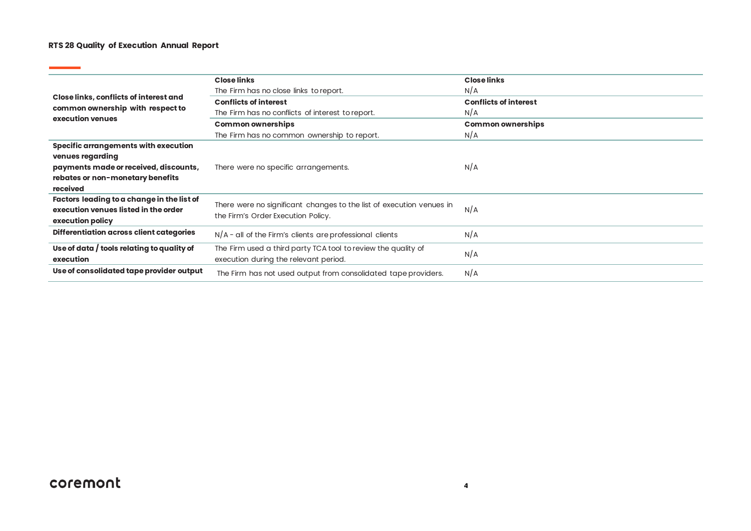| | | |
|---|---|---|
| **Close links, conflicts of interest and common ownership with respect to execution venues** | **Close links**<br>The Firm has no close links to report.<br>**Conflicts of interest**<br>The Firm has no conflicts of interest to report.<br>**Common ownerships**<br>The Firm has no common ownership to report. | **Close links**<br>N/A<br>**Conflicts of interest**<br>N/A<br>**Common ownerships**<br>N/A |
| **Specific arrangements with execution venues regarding payments made or received, discounts, rebates or non-monetary benefits received** | There were no specific arrangements. | N/A |
| **Factors leading to a change in the list of execution venues listed in the order execution policy** | There were no significant changes to the list of execution venues in the Firm's Order Execution Policy. | N/A |
| **Differentiation across client categories** | N/A - all of the Firm's clients are professional clients | N/A |
| **Use of data / tools relating to quality of execution** | The Firm used a third party TCA tool to review the quality of execution during the relevant period. | N/A |
| **Use of consolidated tape provider output** | The Firm has not used output from consolidated tape providers. | N/A |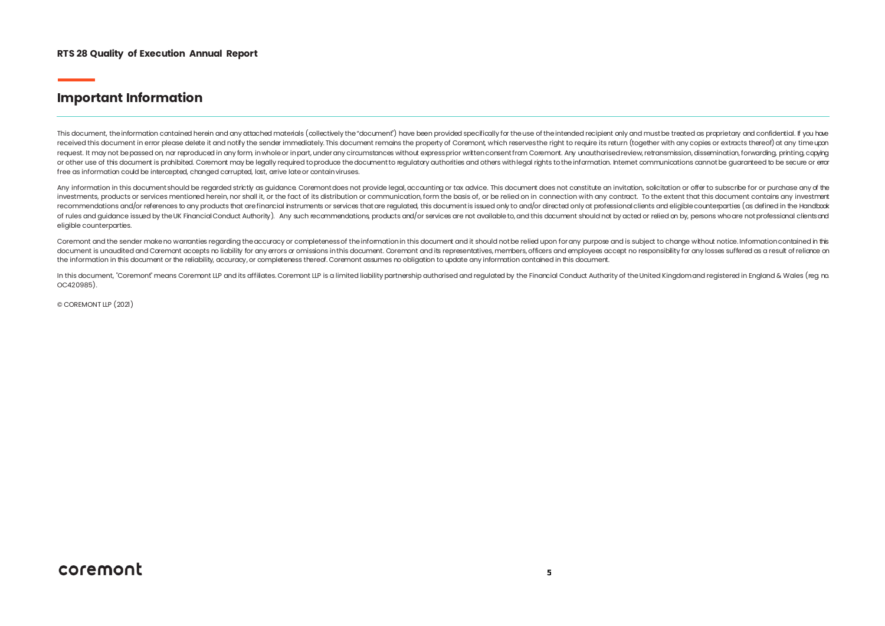## Important Information

This document, the information contained herein and any attached materials (collectively the "document") have been provided specifically for the use of the intended recipient only and must be treated as proprietary and confidential. If you have received this document in error please delete it and notify the sender immediately. This document remains the property of Coremont, which reserves the right to require its return (together with any copies or extracts thereof) at any time upon request. It may not be passed on, nor reproduced in any form, in whole or in part, under any circumstances without express prior written consent from Coremont. Any unauthorised review, retransmission, dissemination, forwarding, printing, copying or other use of this document is prohibited. Coremont may be legally required to produce the document to regulatory authorities and others with legal rights to the information. Internet communications cannot be guaranteed to be secure or error free as information could be intercepted, changed corrupted, lost, arrive late or contain viruses.

Any information in this document should be regarded strictly as guidance. Coremont does not provide legal, accounting or tax advice. This document does not constitute an invitation, solicitation or offer to subscribe for or purchase any of the investments, products or services mentioned herein, nor shall it, or the fact of its distribution or communication, form the basis of, or be relied on in connection with any contract. To the extent that this document contains any investment recommendations and/or references to any products that are financial instruments or services that are regulated, this document is issued only to and/or directed only at professional clients and eligible counterparties (as defined in the Handbook of rules and guidance issued by the UK Financial Conduct Authority). Any such recommendations, products and/or services are not available to, and this document should not by acted or relied on by, persons who are not professional clients and eligible counterparties.

Coremont and the sender make no warranties regarding the accuracy or completeness of the information in this document and it should not be relied upon for any purpose and is subject to change without notice. Information contained in this document is unaudited and Coremont accepts no liability for any errors or omissions in this document. Coremont and its representatives, members, officers and employees accept no responsibility for any losses suffered as a result of reliance on the information in this document or the reliability, accuracy, or completeness thereof. Coremont assumes no obligation to update any information contained in this document.

In this document, "Coremont" means Coremont LLP and its affiliates. Coremont LLP is a limited liability partnership authorised and regulated by the Financial Conduct Authority of the United Kingdom and registered in England & Wales (reg. no. OC420985).

© COREMONT LLP (2021)